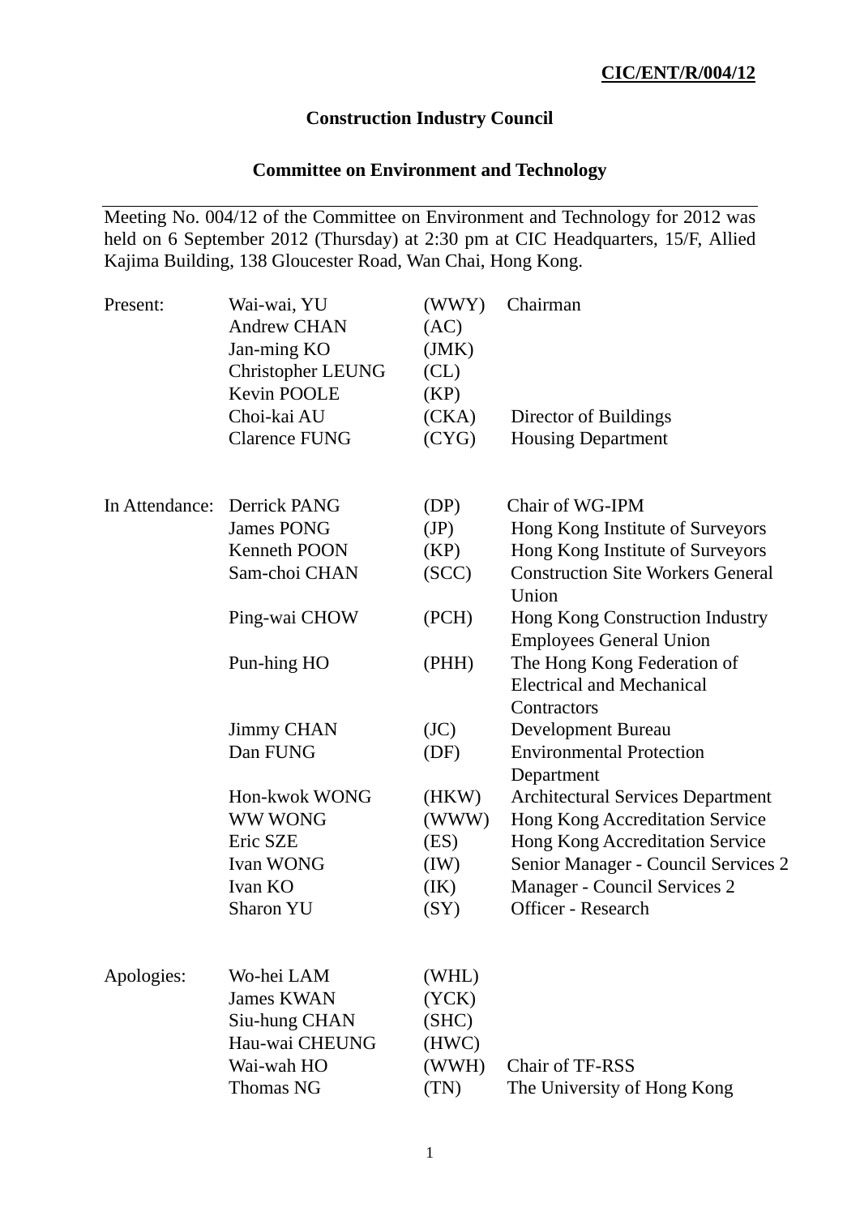**CIC/ENT/R/004/12**

# Construction Industry Council

## Committee on Environment and Technology

Meeting No. 004/12 of the Committee on Environment and Technology for 2012 was held on 6 September 2012 (Thursday) at 2:30 pm at CIC Headquarters, 15/F, Allied Kajima Building, 138 Gloucester Road, Wan Chai, Hong Kong.

| | | | |
|---|---|---|---|
| Present: | Wai-wai, YU | (WWY) | Chairman |
| | Andrew CHAN | (AC) | |
| | Jan-ming KO | (JMK) | |
| | Christopher LEUNG | (CL) | |
| | Kevin POOLE | (KP) | |
| | Choi-kai AU | (CKA) | Director of Buildings |
| | Clarence FUNG | (CYG) | Housing Department |
| In Attendance: | Derrick PANG | (DP) | Chair of WG-IPM |
| | James PONG | (JP) | Hong Kong Institute of Surveyors |
| | Kenneth POON | (KP) | Hong Kong Institute of Surveyors |
| | Sam-choi CHAN | (SCC) | Construction Site Workers General Union |
| | Ping-wai CHOW | (PCH) | Hong Kong Construction Industry Employees General Union |
| | Pun-hing HO | (PHH) | The Hong Kong Federation of Electrical and Mechanical Contractors |
| | Jimmy CHAN | (JC) | Development Bureau |
| | Dan FUNG | (DF) | Environmental Protection Department |
| | Hon-kwok WONG | (HKW) | Architectural Services Department |
| | WW WONG | (WWW) | Hong Kong Accreditation Service |
| | Eric SZE | (ES) | Hong Kong Accreditation Service |
| | Ivan WONG | (IW) | Senior Manager - Council Services 2 |
| | Ivan KO | (IK) | Manager - Council Services 2 |
| | Sharon YU | (SY) | Officer - Research |
| Apologies: | Wo-hei LAM | (WHL) | |
| | James KWAN | (YCK) | |
| | Siu-hung CHAN | (SHC) | |
| | Hau-wai CHEUNG | (HWC) | |
| | Wai-wah HO | (WWH) | Chair of TF-RSS |
| | Thomas NG | (TN) | The University of Hong Kong |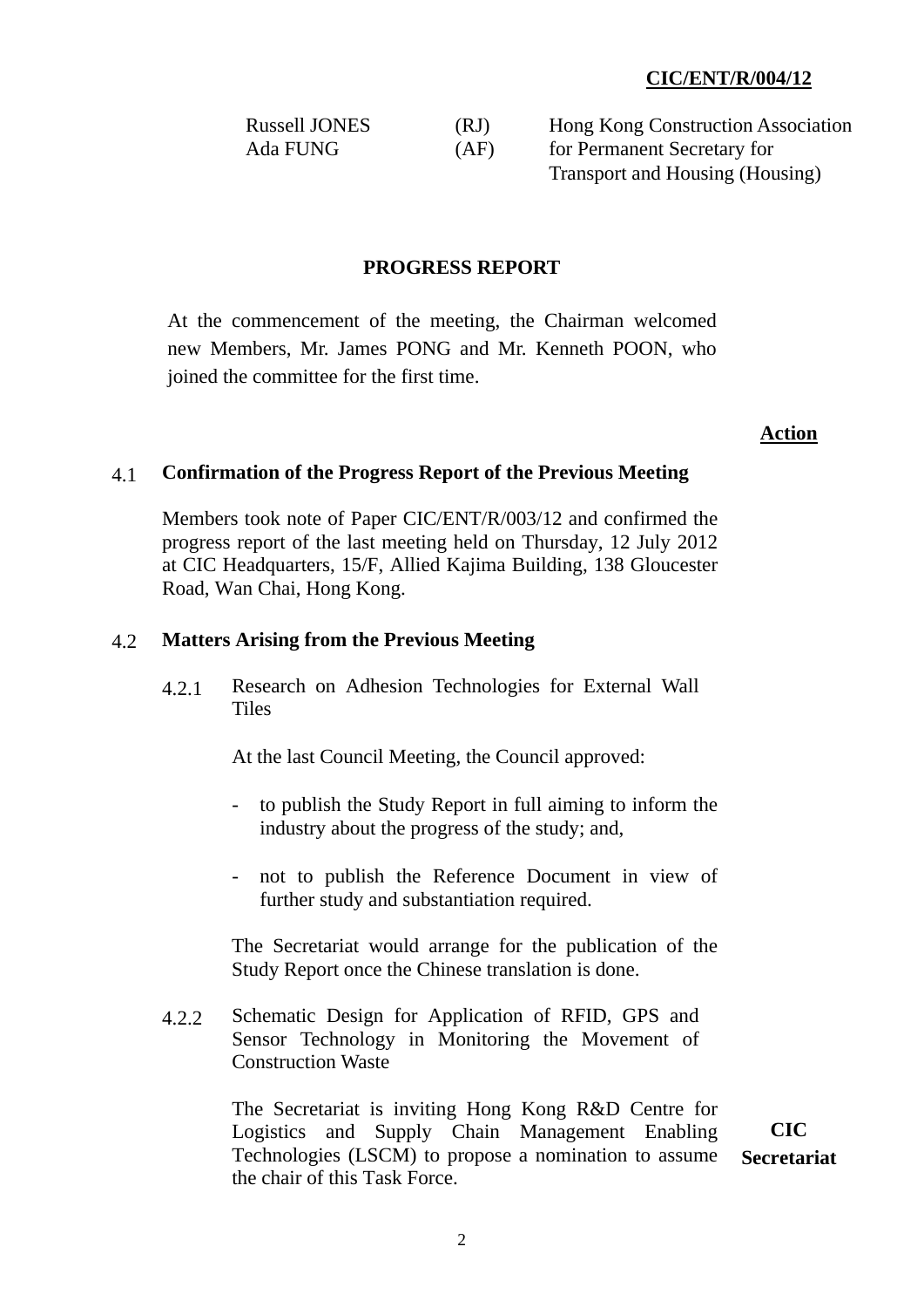**CIC/ENT/R/004/12**

| | | |
|---|---|---|
| Russell JONES | (RJ) | Hong Kong Construction Association |
| Ada FUNG | (AF) | for Permanent Secretary for Transport and Housing (Housing) |

## PROGRESS REPORT

At the commencement of the meeting, the Chairman welcomed new Members, Mr. James PONG and Mr. Kenneth POON, who joined the committee for the first time.

**Action**

### 4.1 Confirmation of the Progress Report of the Previous Meeting

Members took note of Paper CIC/ENT/R/003/12 and confirmed the progress report of the last meeting held on Thursday, 12 July 2012 at CIC Headquarters, 15/F, Allied Kajima Building, 138 Gloucester Road, Wan Chai, Hong Kong.

### 4.2 Matters Arising from the Previous Meeting

4.2.1 Research on Adhesion Technologies for External Wall Tiles

At the last Council Meeting, the Council approved:

- to publish the Study Report in full aiming to inform the industry about the progress of the study; and,
- not to publish the Reference Document in view of further study and substantiation required.

The Secretariat would arrange for the publication of the Study Report once the Chinese translation is done.

4.2.2 Schematic Design for Application of RFID, GPS and Sensor Technology in Monitoring the Movement of Construction Waste

The Secretariat is inviting Hong Kong R&D Centre for Logistics and Supply Chain Management Enabling Technologies (LSCM) to propose a nomination to assume the chair of this Task Force. **CIC Secretariat**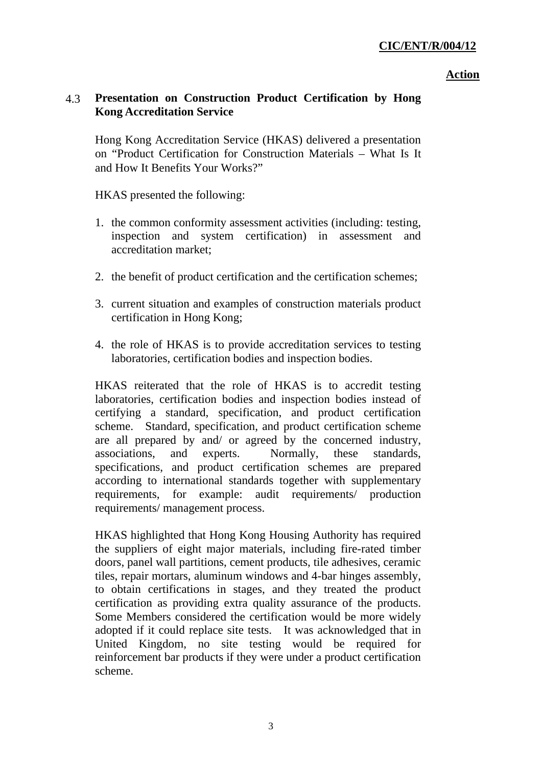**Action**

### 4.3 Presentation on Construction Product Certification by Hong Kong Accreditation Service

Hong Kong Accreditation Service (HKAS) delivered a presentation on "Product Certification for Construction Materials – What Is It and How It Benefits Your Works?"

HKAS presented the following:

1. the common conformity assessment activities (including: testing, inspection and system certification) in assessment and accreditation market;
2. the benefit of product certification and the certification schemes;
3. current situation and examples of construction materials product certification in Hong Kong;
4. the role of HKAS is to provide accreditation services to testing laboratories, certification bodies and inspection bodies.

HKAS reiterated that the role of HKAS is to accredit testing laboratories, certification bodies and inspection bodies instead of certifying a standard, specification, and product certification scheme. Standard, specification, and product certification scheme are all prepared by and/ or agreed by the concerned industry, associations, and experts. Normally, these standards, specifications, and product certification schemes are prepared according to international standards together with supplementary requirements, for example: audit requirements/ production requirements/ management process.

HKAS highlighted that Hong Kong Housing Authority has required the suppliers of eight major materials, including fire-rated timber doors, panel wall partitions, cement products, tile adhesives, ceramic tiles, repair mortars, aluminum windows and 4-bar hinges assembly, to obtain certifications in stages, and they treated the product certification as providing extra quality assurance of the products. Some Members considered the certification would be more widely adopted if it could replace site tests. It was acknowledged that in United Kingdom, no site testing would be required for reinforcement bar products if they were under a product certification scheme.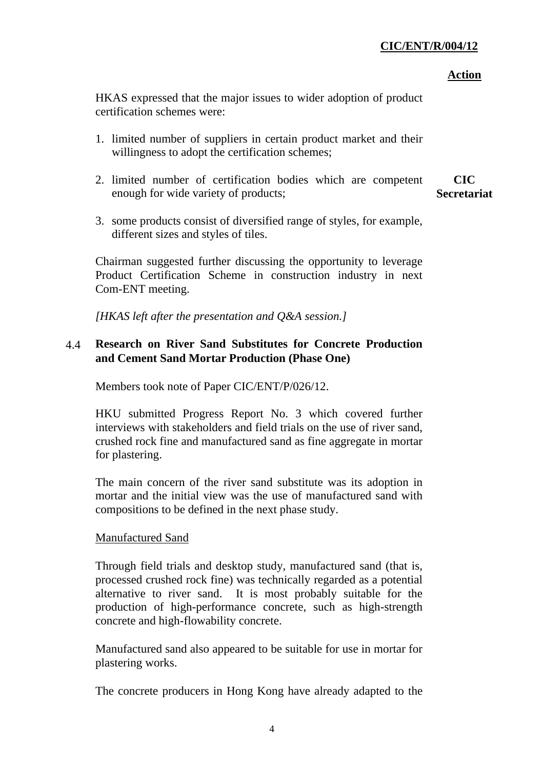**Action**

HKAS expressed that the major issues to wider adoption of product certification schemes were:

1. limited number of suppliers in certain product market and their willingness to adopt the certification schemes;
2. limited number of certification bodies which are competent enough for wide variety of products; **CIC Secretariat**
3. some products consist of diversified range of styles, for example, different sizes and styles of tiles.

Chairman suggested further discussing the opportunity to leverage Product Certification Scheme in construction industry in next Com-ENT meeting.

*[HKAS left after the presentation and Q&A session.]*

## 4.4 Research on River Sand Substitutes for Concrete Production and Cement Sand Mortar Production (Phase One)

Members took note of Paper CIC/ENT/P/026/12.

HKU submitted Progress Report No. 3 which covered further interviews with stakeholders and field trials on the use of river sand, crushed rock fine and manufactured sand as fine aggregate in mortar for plastering.

The main concern of the river sand substitute was its adoption in mortar and the initial view was the use of manufactured sand with compositions to be defined in the next phase study.

Manufactured Sand

Through field trials and desktop study, manufactured sand (that is, processed crushed rock fine) was technically regarded as a potential alternative to river sand. It is most probably suitable for the production of high-performance concrete, such as high-strength concrete and high-flowability concrete.

Manufactured sand also appeared to be suitable for use in mortar for plastering works.

The concrete producers in Hong Kong have already adapted to the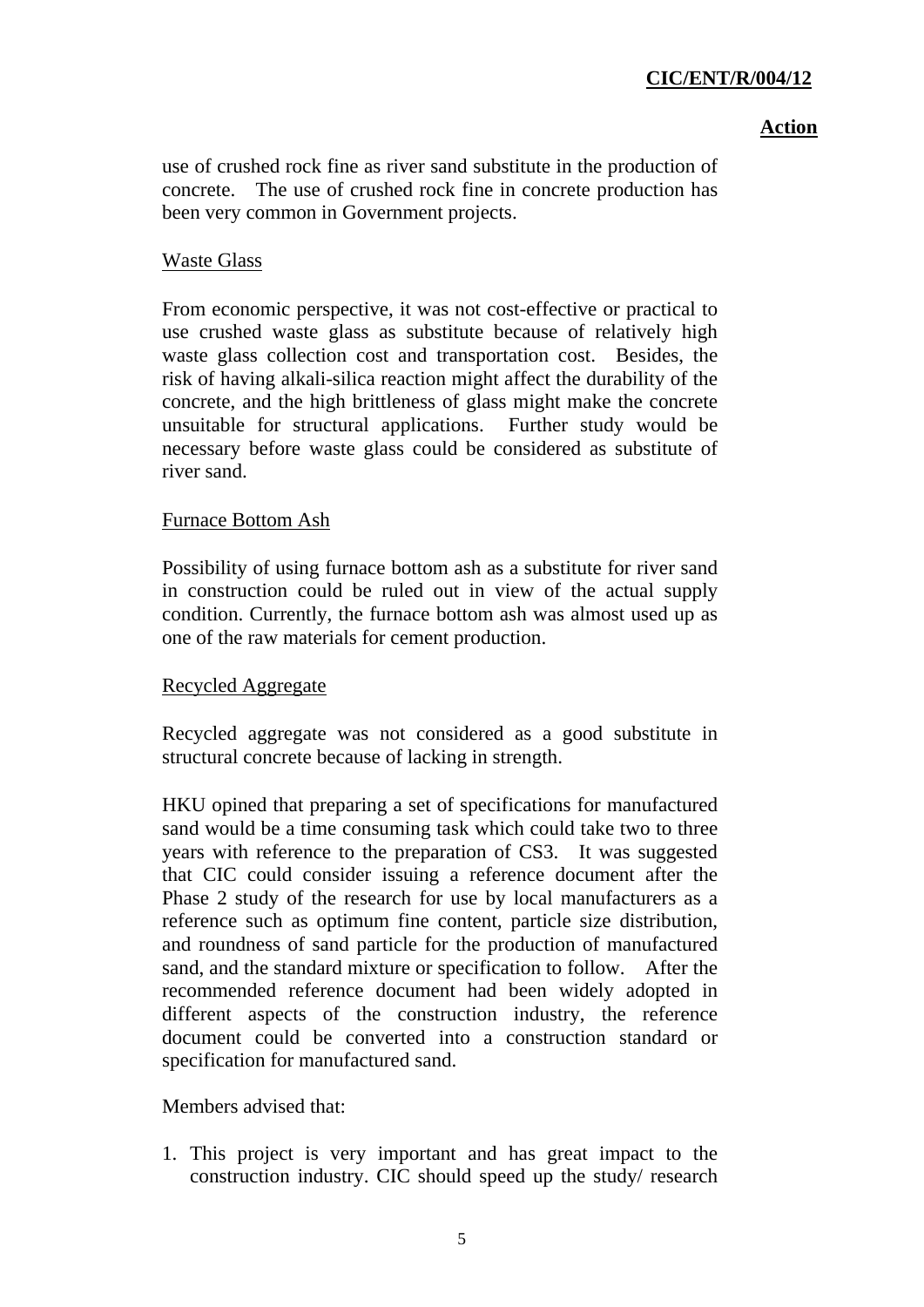use of crushed rock fine as river sand substitute in the production of concrete. The use of crushed rock fine in concrete production has been very common in Government projects.

Waste Glass

From economic perspective, it was not cost-effective or practical to use crushed waste glass as substitute because of relatively high waste glass collection cost and transportation cost. Besides, the risk of having alkali-silica reaction might affect the durability of the concrete, and the high brittleness of glass might make the concrete unsuitable for structural applications. Further study would be necessary before waste glass could be considered as substitute of river sand.

Furnace Bottom Ash

Possibility of using furnace bottom ash as a substitute for river sand in construction could be ruled out in view of the actual supply condition. Currently, the furnace bottom ash was almost used up as one of the raw materials for cement production.

Recycled Aggregate

Recycled aggregate was not considered as a good substitute in structural concrete because of lacking in strength.

HKU opined that preparing a set of specifications for manufactured sand would be a time consuming task which could take two to three years with reference to the preparation of CS3. It was suggested that CIC could consider issuing a reference document after the Phase 2 study of the research for use by local manufacturers as a reference such as optimum fine content, particle size distribution, and roundness of sand particle for the production of manufactured sand, and the standard mixture or specification to follow. After the recommended reference document had been widely adopted in different aspects of the construction industry, the reference document could be converted into a construction standard or specification for manufactured sand.

Members advised that:

1. This project is very important and has great impact to the construction industry. CIC should speed up the study/ research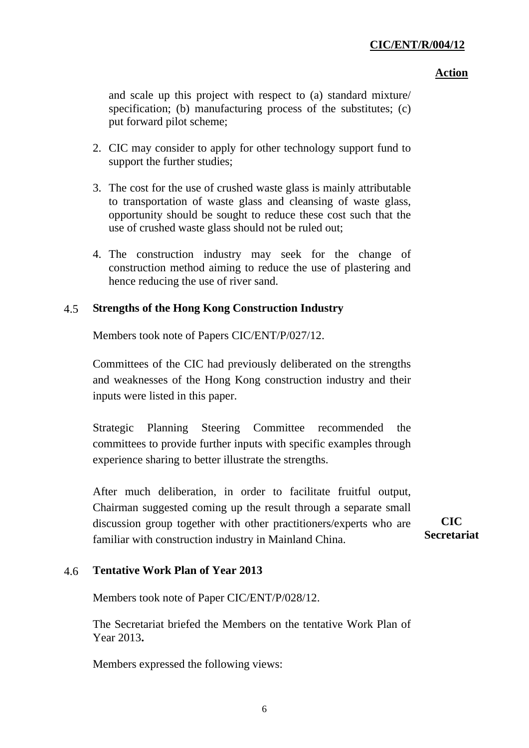**Action**

and scale up this project with respect to (a) standard mixture/ specification; (b) manufacturing process of the substitutes; (c) put forward pilot scheme;

2. CIC may consider to apply for other technology support fund to support the further studies;

3. The cost for the use of crushed waste glass is mainly attributable to transportation of waste glass and cleansing of waste glass, opportunity should be sought to reduce these cost such that the use of crushed waste glass should not be ruled out;

4. The construction industry may seek for the change of construction method aiming to reduce the use of plastering and hence reducing the use of river sand.

## 4.5 Strengths of the Hong Kong Construction Industry

Members took note of Papers CIC/ENT/P/027/12.

Committees of the CIC had previously deliberated on the strengths and weaknesses of the Hong Kong construction industry and their inputs were listed in this paper.

Strategic Planning Steering Committee recommended the committees to provide further inputs with specific examples through experience sharing to better illustrate the strengths.

After much deliberation, in order to facilitate fruitful output, Chairman suggested coming up the result through a separate small discussion group together with other practitioners/experts who are familiar with construction industry in Mainland China. **CIC Secretariat**

## 4.6 Tentative Work Plan of Year 2013

Members took note of Paper CIC/ENT/P/028/12.

The Secretariat briefed the Members on the tentative Work Plan of Year 2013**.**

Members expressed the following views: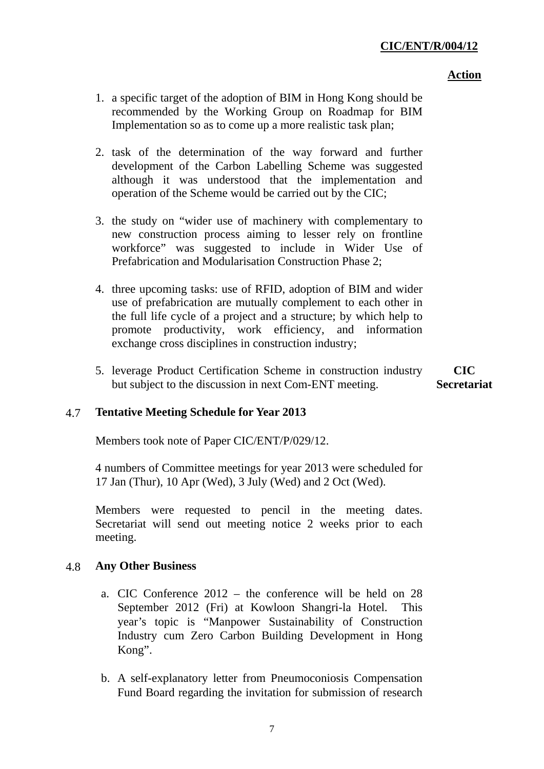**Action**

1. a specific target of the adoption of BIM in Hong Kong should be recommended by the Working Group on Roadmap for BIM Implementation so as to come up a more realistic task plan;

2. task of the determination of the way forward and further development of the Carbon Labelling Scheme was suggested although it was understood that the implementation and operation of the Scheme would be carried out by the CIC;

3. the study on "wider use of machinery with complementary to new construction process aiming to lesser rely on frontline workforce" was suggested to include in Wider Use of Prefabrication and Modularisation Construction Phase 2;

4. three upcoming tasks: use of RFID, adoption of BIM and wider use of prefabrication are mutually complement to each other in the full life cycle of a project and a structure; by which help to promote productivity, work efficiency, and information exchange cross disciplines in construction industry;

5. leverage Product Certification Scheme in construction industry but subject to the discussion in next Com-ENT meeting. **CIC Secretariat**

## 4.7 Tentative Meeting Schedule for Year 2013

Members took note of Paper CIC/ENT/P/029/12.

4 numbers of Committee meetings for year 2013 were scheduled for 17 Jan (Thur), 10 Apr (Wed), 3 July (Wed) and 2 Oct (Wed).

Members were requested to pencil in the meeting dates. Secretariat will send out meeting notice 2 weeks prior to each meeting.

## 4.8 Any Other Business

a. CIC Conference 2012 – the conference will be held on 28 September 2012 (Fri) at Kowloon Shangri-la Hotel. This year's topic is "Manpower Sustainability of Construction Industry cum Zero Carbon Building Development in Hong Kong".

b. A self-explanatory letter from Pneumoconiosis Compensation Fund Board regarding the invitation for submission of research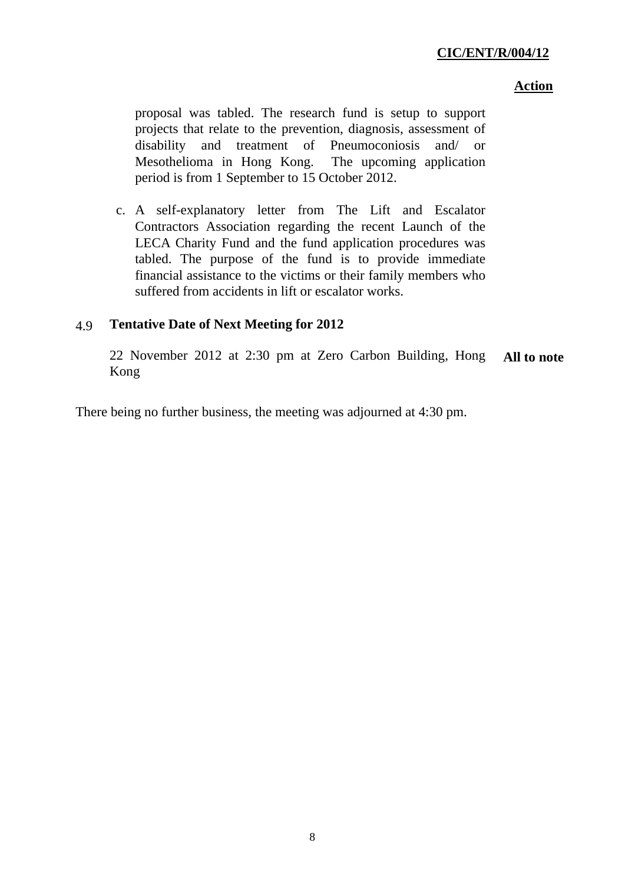**Action**

proposal was tabled. The research fund is setup to support projects that relate to the prevention, diagnosis, assessment of disability and treatment of Pneumoconiosis and/ or Mesothelioma in Hong Kong. The upcoming application period is from 1 September to 15 October 2012.

c. A self-explanatory letter from The Lift and Escalator Contractors Association regarding the recent Launch of the LECA Charity Fund and the fund application procedures was tabled. The purpose of the fund is to provide immediate financial assistance to the victims or their family members who suffered from accidents in lift or escalator works.

### 4.9 Tentative Date of Next Meeting for 2012

22 November 2012 at 2:30 pm at Zero Carbon Building, Hong Kong — **All to note**

There being no further business, the meeting was adjourned at 4:30 pm.